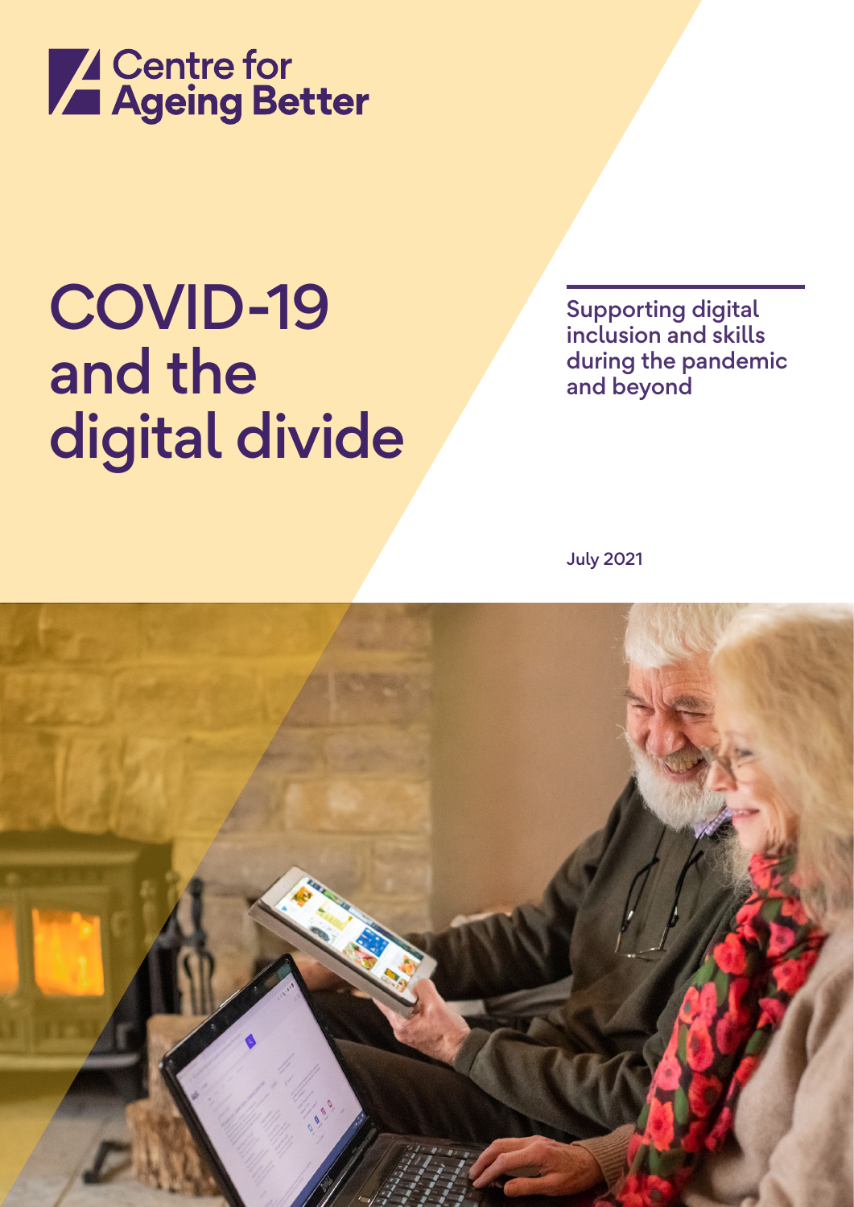Centre for Ageing Better

# COVID-19 and the digital divide

## Supporting digital inclusion and skills during the pandemic and beyond

July 2021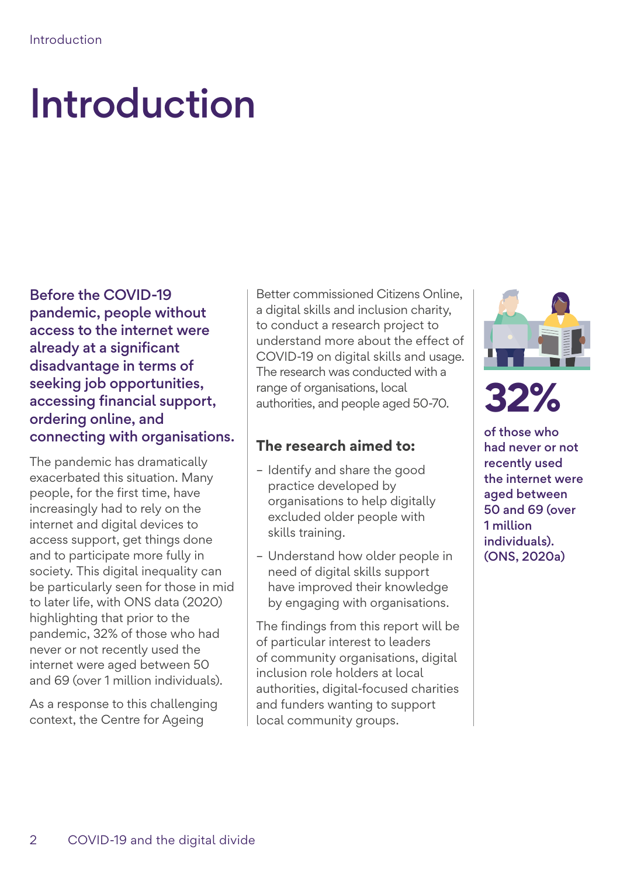# Introduction

**Before the COVID-19 pandemic, people without access to the internet were already at a significant disadvantage in terms of seeking job opportunities, accessing financial support, ordering online, and connecting with organisations.**

The pandemic has dramatically exacerbated this situation. Many people, for the first time, have increasingly had to rely on the internet and digital devices to access support, get things done and to participate more fully in society. This digital inequality can be particularly seen for those in mid to later life, with ONS data (2020) highlighting that prior to the pandemic, 32% of those who had never or not recently used the internet were aged between 50 and 69 (over 1 million individuals).

As a response to this challenging context, the Centre for Ageing Better commissioned Citizens Online, a digital skills and inclusion charity, to conduct a research project to understand more about the effect of COVID-19 on digital skills and usage. The research was conducted with a range of organisations, local authorities, and people aged 50-70.

### The research aimed to:

- Identify and share the good practice developed by organisations to help digitally excluded older people with skills training.
- Understand how older people in need of digital skills support have improved their knowledge by engaging with organisations.

The findings from this report will be of particular interest to leaders of community organisations, digital inclusion role holders at local authorities, digital-focused charities and funders wanting to support local community groups.

**32%**

**of those who had never or not recently used the internet were aged between 50 and 69 (over 1 million individuals). (ONS, 2020a)**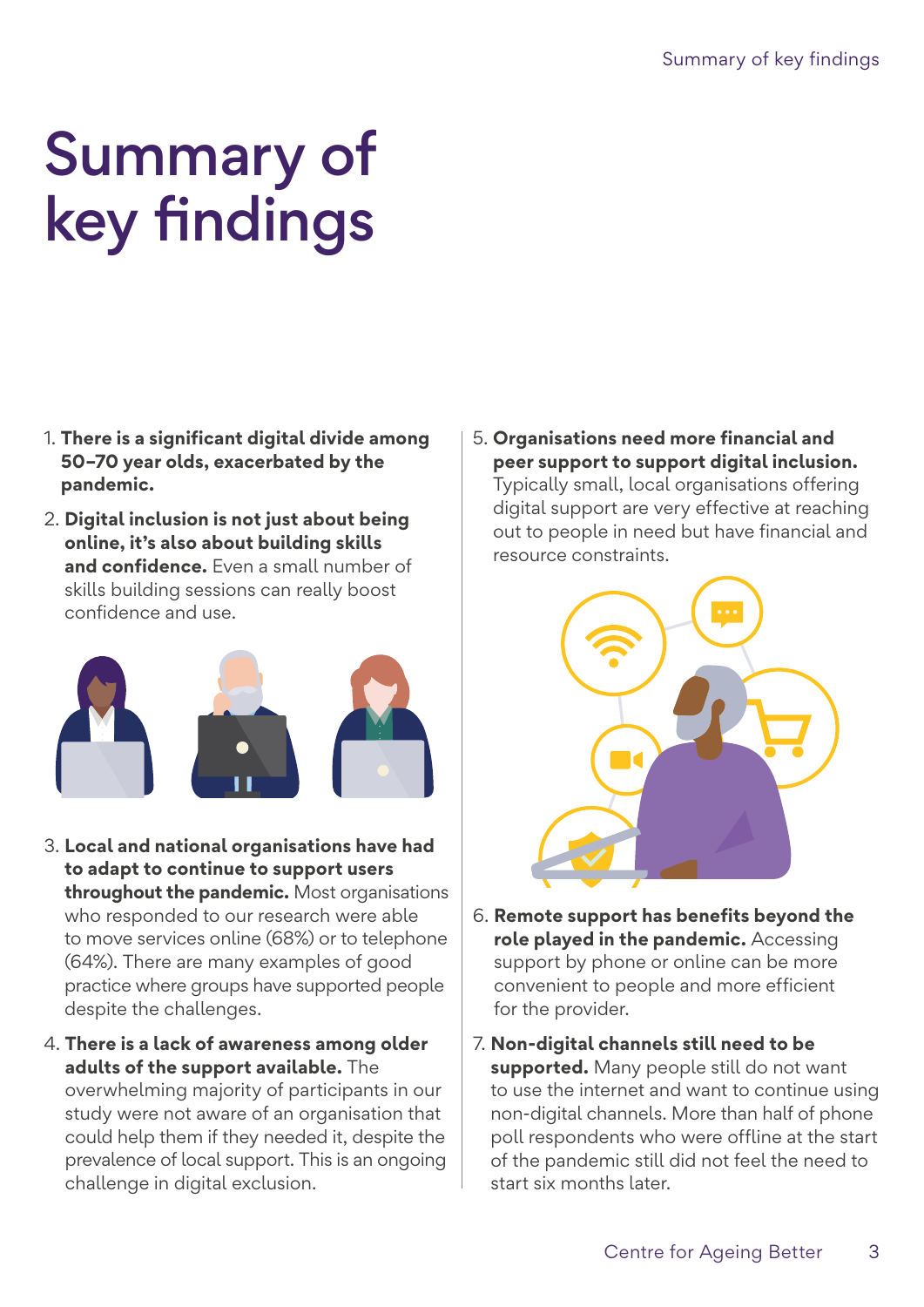# Summary of key findings

1. **There is a significant digital divide among 50–70 year olds, exacerbated by the pandemic.**
2. **Digital inclusion is not just about being online, it's also about building skills and confidence.** Even a small number of skills building sessions can really boost confidence and use.
3. **Local and national organisations have had to adapt to continue to support users throughout the pandemic.** Most organisations who responded to our research were able to move services online (68%) or to telephone (64%). There are many examples of good practice where groups have supported people despite the challenges.
4. **There is a lack of awareness among older adults of the support available.** The overwhelming majority of participants in our study were not aware of an organisation that could help them if they needed it, despite the prevalence of local support. This is an ongoing challenge in digital exclusion.
5. **Organisations need more financial and peer support to support digital inclusion.** Typically small, local organisations offering digital support are very effective at reaching out to people in need but have financial and resource constraints.
6. **Remote support has benefits beyond the role played in the pandemic.** Accessing support by phone or online can be more convenient to people and more efficient for the provider.
7. **Non-digital channels still need to be supported.** Many people still do not want to use the internet and want to continue using non-digital channels. More than half of phone poll respondents who were offline at the start of the pandemic still did not feel the need to start six months later.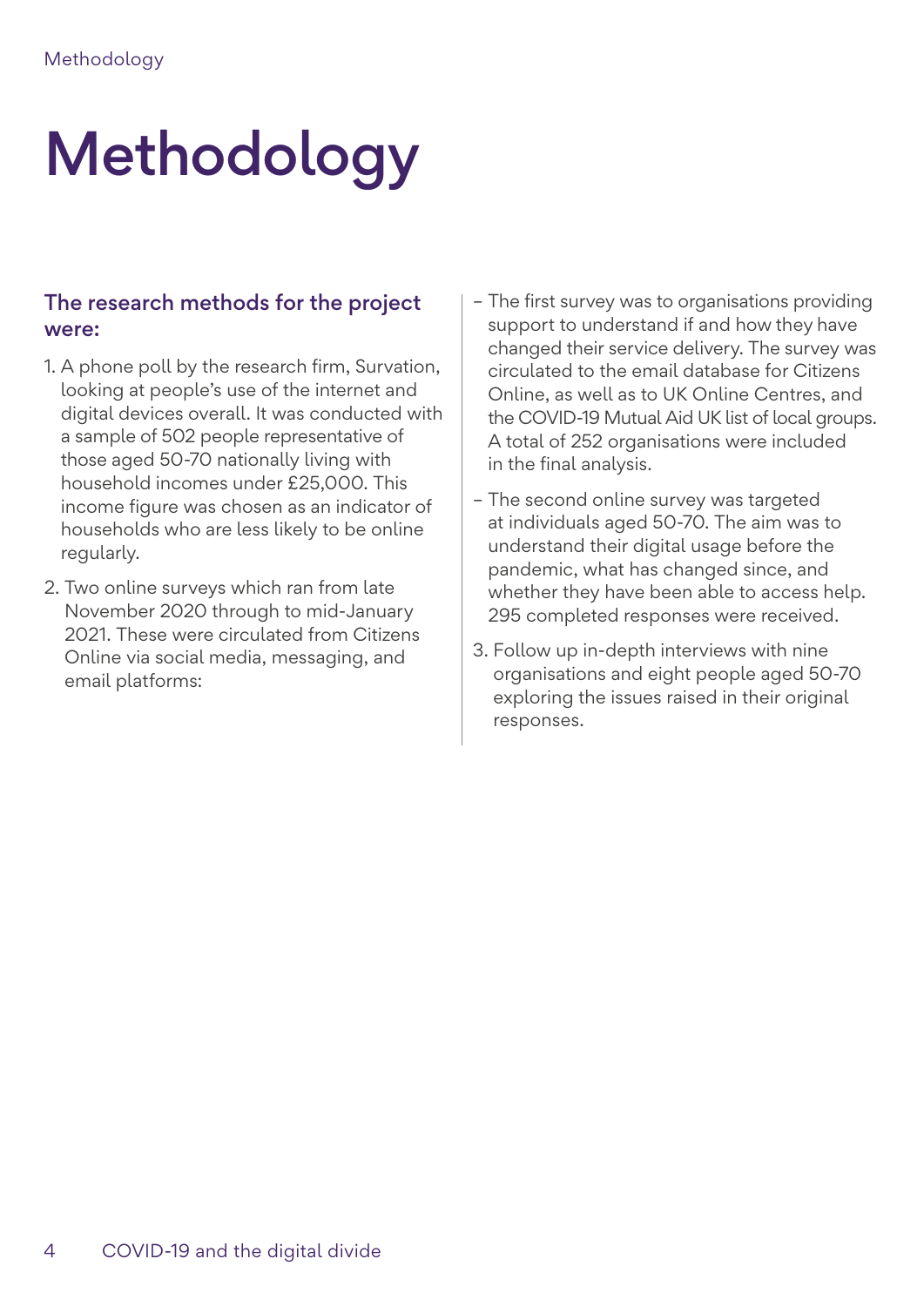# Methodology

### The research methods for the project were:

1. A phone poll by the research firm, Survation, looking at people's use of the internet and digital devices overall. It was conducted with a sample of 502 people representative of those aged 50-70 nationally living with household incomes under £25,000. This income figure was chosen as an indicator of households who are less likely to be online regularly.

2. Two online surveys which ran from late November 2020 through to mid-January 2021. These were circulated from Citizens Online via social media, messaging, and email platforms:

   - The first survey was to organisations providing support to understand if and how they have changed their service delivery. The survey was circulated to the email database for Citizens Online, as well as to UK Online Centres, and the COVID-19 Mutual Aid UK list of local groups. A total of 252 organisations were included in the final analysis.
   - The second online survey was targeted at individuals aged 50-70. The aim was to understand their digital usage before the pandemic, what has changed since, and whether they have been able to access help. 295 completed responses were received.

3. Follow up in-depth interviews with nine organisations and eight people aged 50-70 exploring the issues raised in their original responses.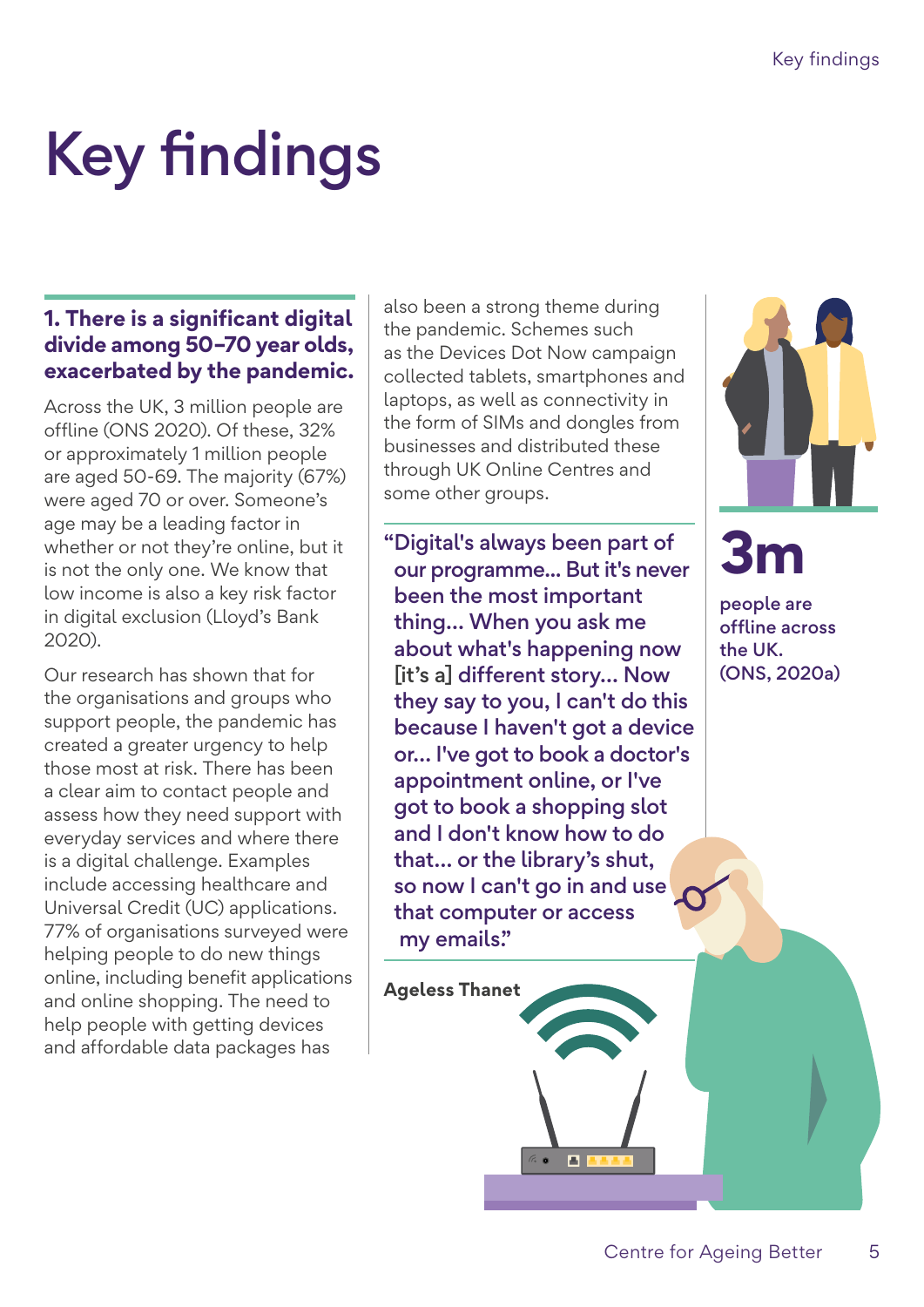# Key findings

### 1. There is a significant digital divide among 50–70 year olds, exacerbated by the pandemic.

Across the UK, 3 million people are offline (ONS 2020). Of these, 32% or approximately 1 million people are aged 50-69. The majority (67%) were aged 70 or over. Someone's age may be a leading factor in whether or not they're online, but it is not the only one. We know that low income is also a key risk factor in digital exclusion (Lloyd's Bank 2020).

Our research has shown that for the organisations and groups who support people, the pandemic has created a greater urgency to help those most at risk. There has been a clear aim to contact people and assess how they need support with everyday services and where there is a digital challenge. Examples include accessing healthcare and Universal Credit (UC) applications. 77% of organisations surveyed were helping people to do new things online, including benefit applications and online shopping. The need to help people with getting devices and affordable data packages has also been a strong theme during the pandemic. Schemes such as the Devices Dot Now campaign collected tablets, smartphones and laptops, as well as connectivity in the form of SIMs and dongles from businesses and distributed these through UK Online Centres and some other groups.

> "Digital's always been part of our programme... But it's never been the most important thing... When you ask me about what's happening now [it's a] different story... Now they say to you, I can't do this because I haven't got a device or... I've got to book a doctor's appointment online, or I've got to book a shopping slot and I don't know how to do that... or the library's shut, so now I can't go in and use that computer or access my emails."
>
> **Ageless Thanet**

**3m**

people are offline across the UK. (ONS, 2020a)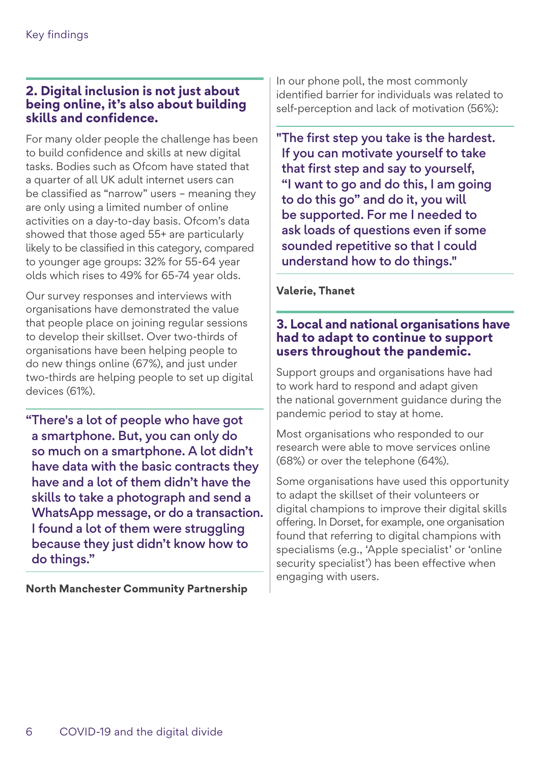## 2. Digital inclusion is not just about being online, it's also about building skills and confidence.

For many older people the challenge has been to build confidence and skills at new digital tasks. Bodies such as Ofcom have stated that a quarter of all UK adult internet users can be classified as "narrow" users – meaning they are only using a limited number of online activities on a day-to-day basis. Ofcom's data showed that those aged 55+ are particularly likely to be classified in this category, compared to younger age groups: 32% for 55-64 year olds which rises to 49% for 65-74 year olds.

Our survey responses and interviews with organisations have demonstrated the value that people place on joining regular sessions to develop their skillset. Over two-thirds of organisations have been helping people to do new things online (67%), and just under two-thirds are helping people to set up digital devices (61%).

> "There's a lot of people who have got a smartphone. But, you can only do so much on a smartphone. A lot didn't have data with the basic contracts they have and a lot of them didn't have the skills to take a photograph and send a WhatsApp message, or do a transaction. I found a lot of them were struggling because they just didn't know how to do things."

**North Manchester Community Partnership**

In our phone poll, the most commonly identified barrier for individuals was related to self-perception and lack of motivation (56%):

> "The first step you take is the hardest. If you can motivate yourself to take that first step and say to yourself, "I want to go and do this, I am going to do this go" and do it, you will be supported. For me I needed to ask loads of questions even if some sounded repetitive so that I could understand how to do things."

**Valerie, Thanet**

## 3. Local and national organisations have had to adapt to continue to support users throughout the pandemic.

Support groups and organisations have had to work hard to respond and adapt given the national government guidance during the pandemic period to stay at home.

Most organisations who responded to our research were able to move services online (68%) or over the telephone (64%).

Some organisations have used this opportunity to adapt the skillset of their volunteers or digital champions to improve their digital skills offering. In Dorset, for example, one organisation found that referring to digital champions with specialisms (e.g., 'Apple specialist' or 'online security specialist') has been effective when engaging with users.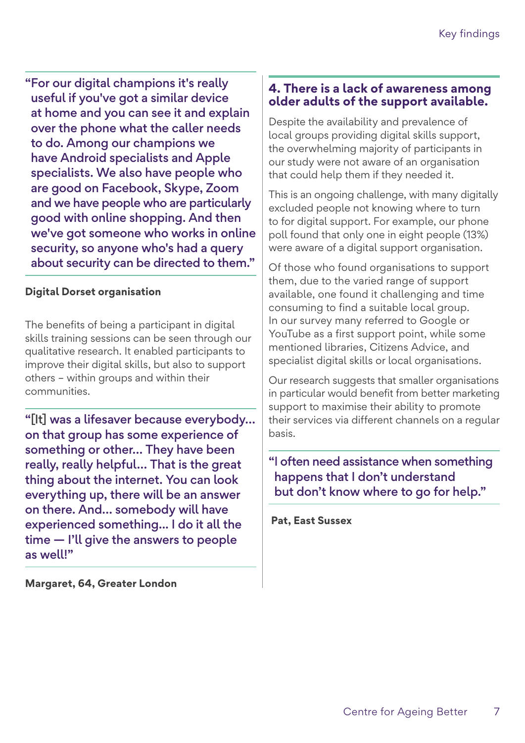"For our digital champions it's really useful if you've got a similar device at home and you can see it and explain over the phone what the caller needs to do. Among our champions we have Android specialists and Apple specialists. We also have people who are good on Facebook, Skype, Zoom and we have people who are particularly good with online shopping. And then we've got someone who works in online security, so anyone who's had a query about security can be directed to them."

**Digital Dorset organisation**

The benefits of being a participant in digital skills training sessions can be seen through our qualitative research. It enabled participants to improve their digital skills, but also to support others – within groups and within their communities.

"[It] was a lifesaver because everybody... on that group has some experience of something or other... They have been really, really helpful... That is the great thing about the internet. You can look everything up, there will be an answer on there. And... somebody will have experienced something... I do it all the time — I'll give the answers to people as well!"

**Margaret, 64, Greater London**

## 4. There is a lack of awareness among older adults of the support available.

Despite the availability and prevalence of local groups providing digital skills support, the overwhelming majority of participants in our study were not aware of an organisation that could help them if they needed it.

This is an ongoing challenge, with many digitally excluded people not knowing where to turn to for digital support. For example, our phone poll found that only one in eight people (13%) were aware of a digital support organisation.

Of those who found organisations to support them, due to the varied range of support available, one found it challenging and time consuming to find a suitable local group. In our survey many referred to Google or YouTube as a first support point, while some mentioned libraries, Citizens Advice, and specialist digital skills or local organisations.

Our research suggests that smaller organisations in particular would benefit from better marketing support to maximise their ability to promote their services via different channels on a regular basis.

"I often need assistance when something happens that I don't understand but don't know where to go for help."

**Pat, East Sussex**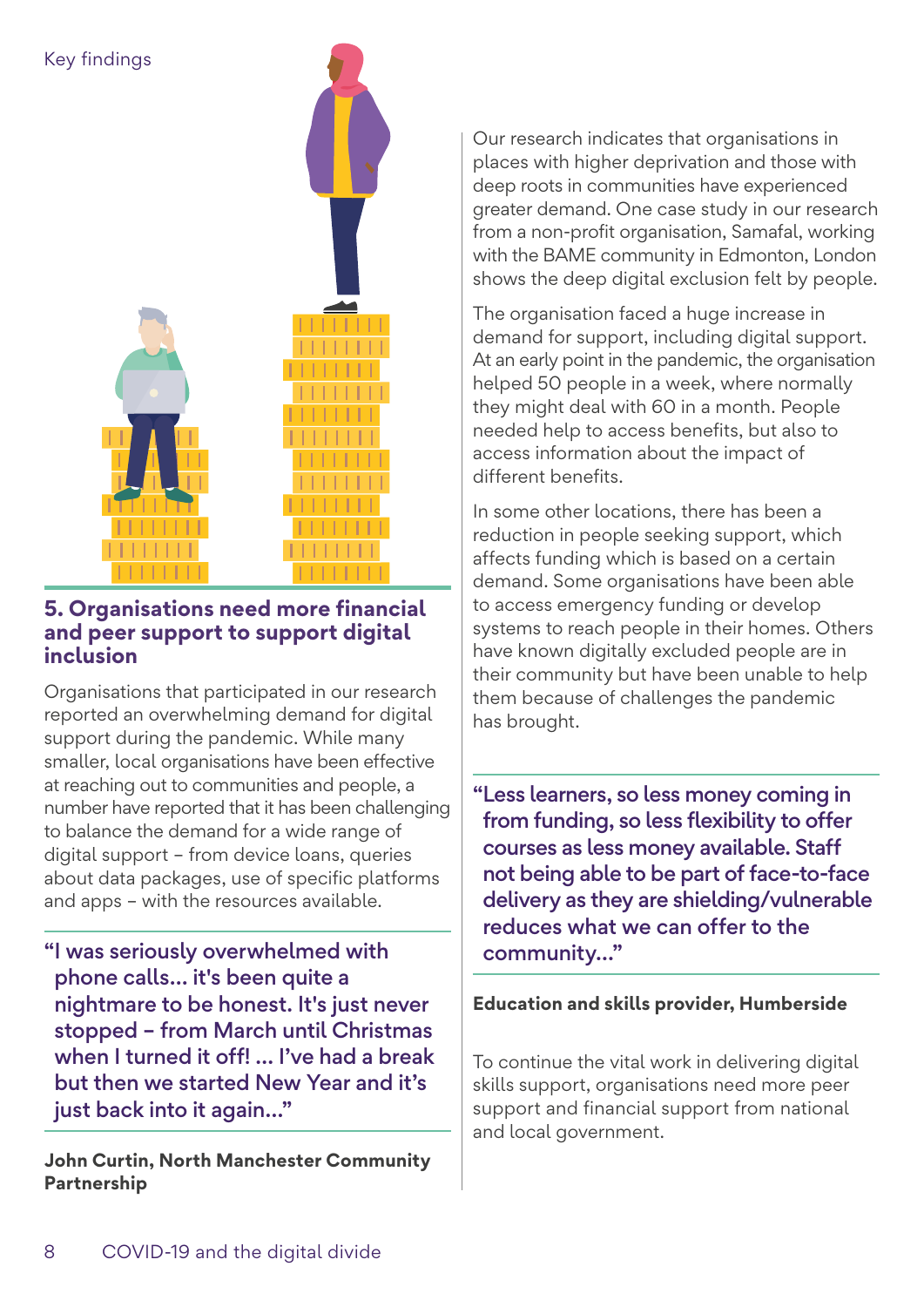## 5. Organisations need more financial and peer support to support digital inclusion

Organisations that participated in our research reported an overwhelming demand for digital support during the pandemic. While many smaller, local organisations have been effective at reaching out to communities and people, a number have reported that it has been challenging to balance the demand for a wide range of digital support – from device loans, queries about data packages, use of specific platforms and apps – with the resources available.

> "I was seriously overwhelmed with phone calls... it's been quite a nightmare to be honest. It's just never stopped – from March until Christmas when I turned it off! ... I've had a break but then we started New Year and it's just back into it again..."

**John Curtin, North Manchester Community Partnership**

Our research indicates that organisations in places with higher deprivation and those with deep roots in communities have experienced greater demand. One case study in our research from a non-profit organisation, Samafal, working with the BAME community in Edmonton, London shows the deep digital exclusion felt by people.

The organisation faced a huge increase in demand for support, including digital support. At an early point in the pandemic, the organisation helped 50 people in a week, where normally they might deal with 60 in a month. People needed help to access benefits, but also to access information about the impact of different benefits.

In some other locations, there has been a reduction in people seeking support, which affects funding which is based on a certain demand. Some organisations have been able to access emergency funding or develop systems to reach people in their homes. Others have known digitally excluded people are in their community but have been unable to help them because of challenges the pandemic has brought.

> "Less learners, so less money coming in from funding, so less flexibility to offer courses as less money available. Staff not being able to be part of face-to-face delivery as they are shielding/vulnerable reduces what we can offer to the community..."

**Education and skills provider, Humberside**

To continue the vital work in delivering digital skills support, organisations need more peer support and financial support from national and local government.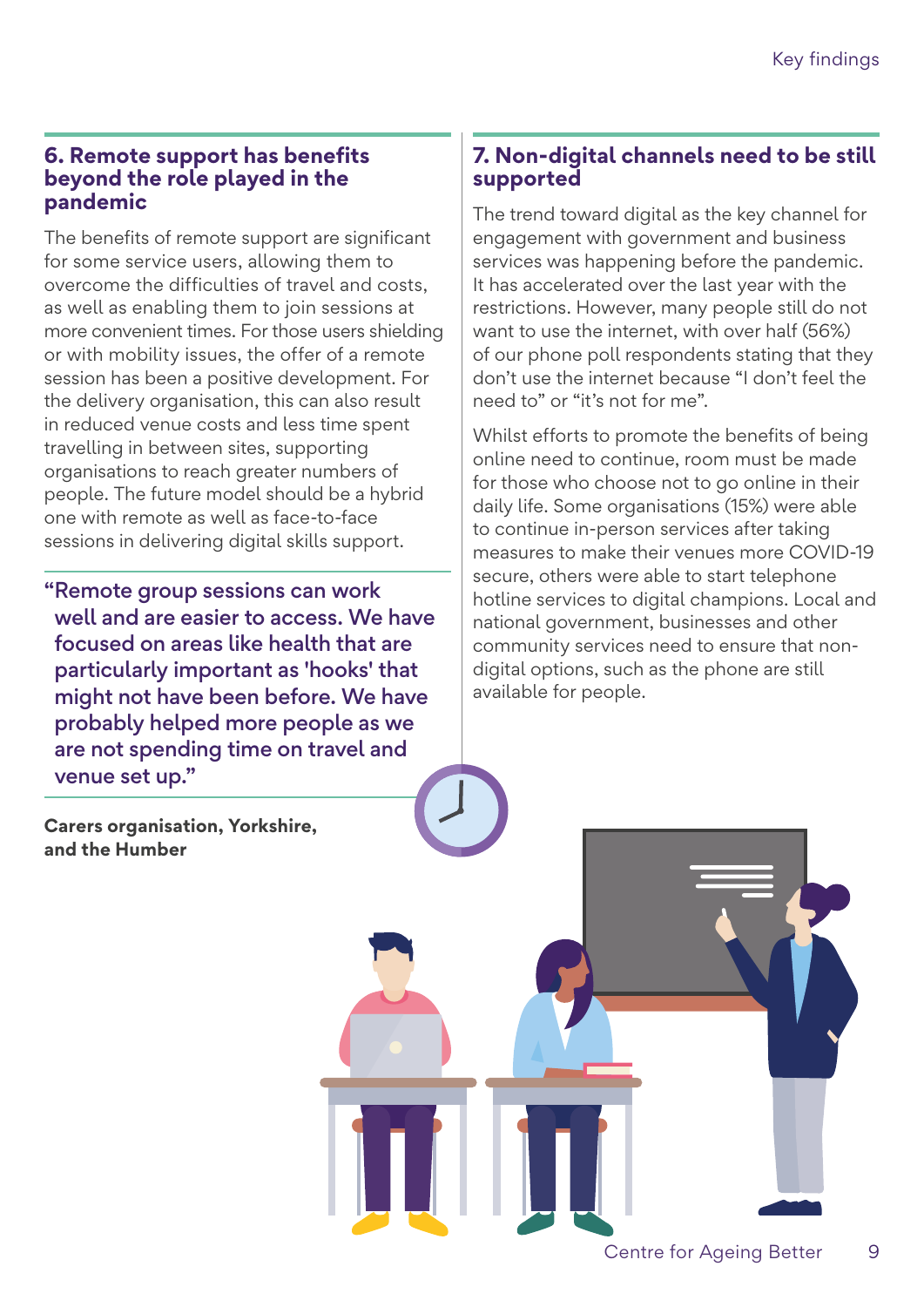## 6. Remote support has benefits beyond the role played in the pandemic

The benefits of remote support are significant for some service users, allowing them to overcome the difficulties of travel and costs, as well as enabling them to join sessions at more convenient times. For those users shielding or with mobility issues, the offer of a remote session has been a positive development. For the delivery organisation, this can also result in reduced venue costs and less time spent travelling in between sites, supporting organisations to reach greater numbers of people. The future model should be a hybrid one with remote as well as face-to-face sessions in delivering digital skills support.

> "Remote group sessions can work well and are easier to access. We have focused on areas like health that are particularly important as 'hooks' that might not have been before. We have probably helped more people as we are not spending time on travel and venue set up."

**Carers organisation, Yorkshire, and the Humber**

## 7. Non-digital channels need to be still supported

The trend toward digital as the key channel for engagement with government and business services was happening before the pandemic. It has accelerated over the last year with the restrictions. However, many people still do not want to use the internet, with over half (56%) of our phone poll respondents stating that they don't use the internet because "I don't feel the need to" or "it's not for me".

Whilst efforts to promote the benefits of being online need to continue, room must be made for those who choose not to go online in their daily life. Some organisations (15%) were able to continue in-person services after taking measures to make their venues more COVID-19 secure, others were able to start telephone hotline services to digital champions. Local and national government, businesses and other community services need to ensure that non-digital options, such as the phone are still available for people.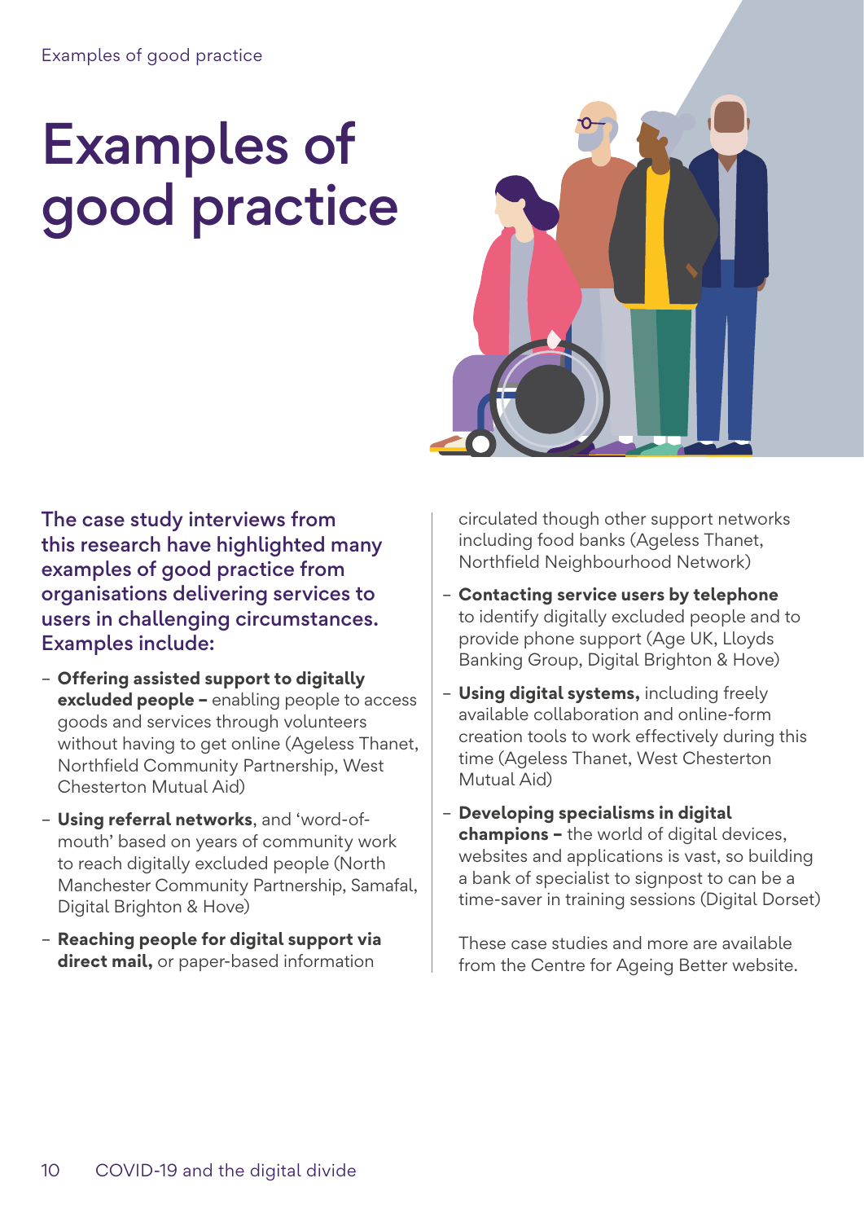# Examples of good practice

**The case study interviews from this research have highlighted many examples of good practice from organisations delivering services to users in challenging circumstances. Examples include:**

- **Offering assisted support to digitally excluded people –** enabling people to access goods and services through volunteers without having to get online (Ageless Thanet, Northfield Community Partnership, West Chesterton Mutual Aid)
- **Using referral networks**, and 'word-of-mouth' based on years of community work to reach digitally excluded people (North Manchester Community Partnership, Samafal, Digital Brighton & Hove)
- **Reaching people for digital support via direct mail,** or paper-based information circulated though other support networks including food banks (Ageless Thanet, Northfield Neighbourhood Network)
- **Contacting service users by telephone** to identify digitally excluded people and to provide phone support (Age UK, Lloyds Banking Group, Digital Brighton & Hove)
- **Using digital systems,** including freely available collaboration and online-form creation tools to work effectively during this time (Ageless Thanet, West Chesterton Mutual Aid)
- **Developing specialisms in digital champions –** the world of digital devices, websites and applications is vast, so building a bank of specialist to signpost to can be a time-saver in training sessions (Digital Dorset)

These case studies and more are available from the Centre for Ageing Better website.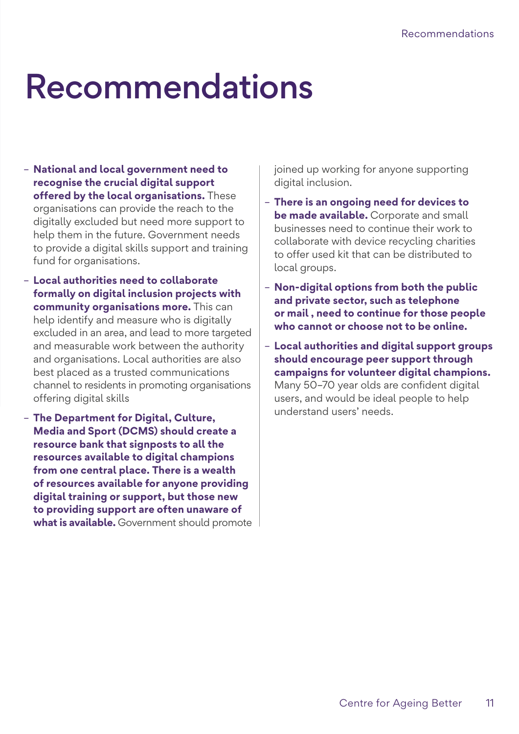# Recommendations

- **National and local government need to recognise the crucial digital support offered by the local organisations.** These organisations can provide the reach to the digitally excluded but need more support to help them in the future. Government needs to provide a digital skills support and training fund for organisations.
- **Local authorities need to collaborate formally on digital inclusion projects with community organisations more.** This can help identify and measure who is digitally excluded in an area, and lead to more targeted and measurable work between the authority and organisations. Local authorities are also best placed as a trusted communications channel to residents in promoting organisations offering digital skills
- **The Department for Digital, Culture, Media and Sport (DCMS) should create a resource bank that signposts to all the resources available to digital champions from one central place. There is a wealth of resources available for anyone providing digital training or support, but those new to providing support are often unaware of what is available.** Government should promote joined up working for anyone supporting digital inclusion.
- **There is an ongoing need for devices to be made available.** Corporate and small businesses need to continue their work to collaborate with device recycling charities to offer used kit that can be distributed to local groups.
- **Non-digital options from both the public and private sector, such as telephone or mail , need to continue for those people who cannot or choose not to be online.**
- **Local authorities and digital support groups should encourage peer support through campaigns for volunteer digital champions.** Many 50–70 year olds are confident digital users, and would be ideal people to help understand users' needs.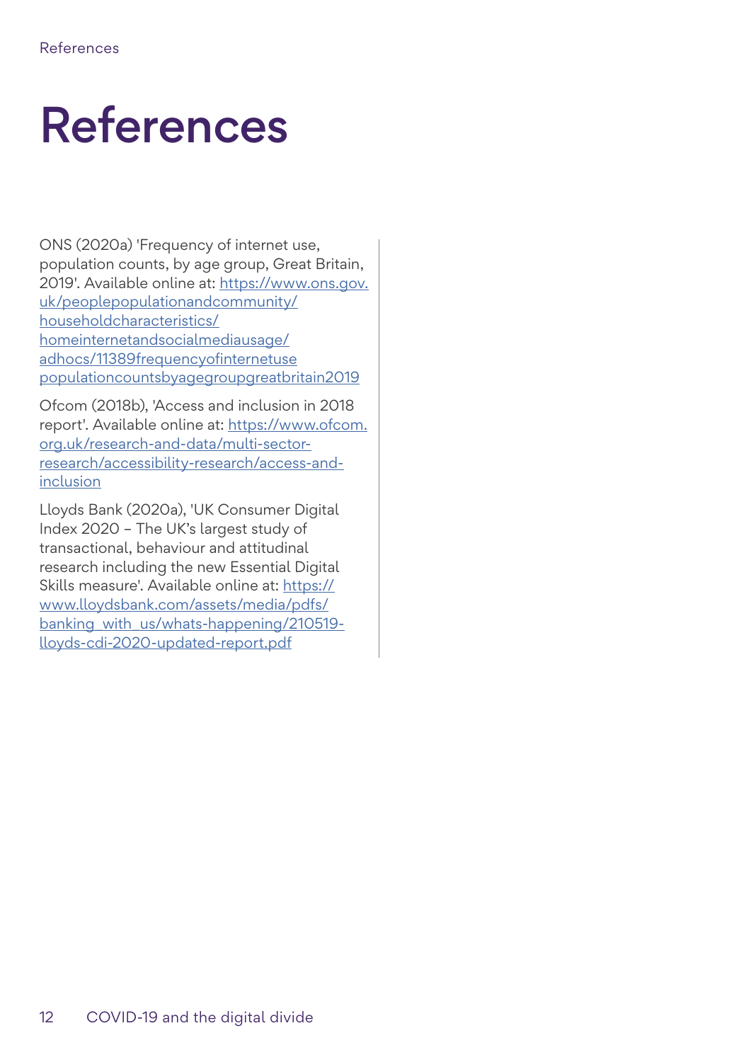# References

ONS (2020a) 'Frequency of internet use, population counts, by age group, Great Britain, 2019'. Available online at: https://www.ons.gov.uk/peoplepopulationandcommunity/householdcharacteristics/homeinternetandsocialmediausage/adhocs/11389frequencyofinternetusepopulationcountsbyagegroupgreatbritain2019

Ofcom (2018b), 'Access and inclusion in 2018 report'. Available online at: https://www.ofcom.org.uk/research-and-data/multi-sector-research/accessibility-research/access-and-inclusion

Lloyds Bank (2020a), 'UK Consumer Digital Index 2020 – The UK's largest study of transactional, behaviour and attitudinal research including the new Essential Digital Skills measure'. Available online at: https://www.lloydsbank.com/assets/media/pdfs/banking_with_us/whats-happening/210519-lloyds-cdi-2020-updated-report.pdf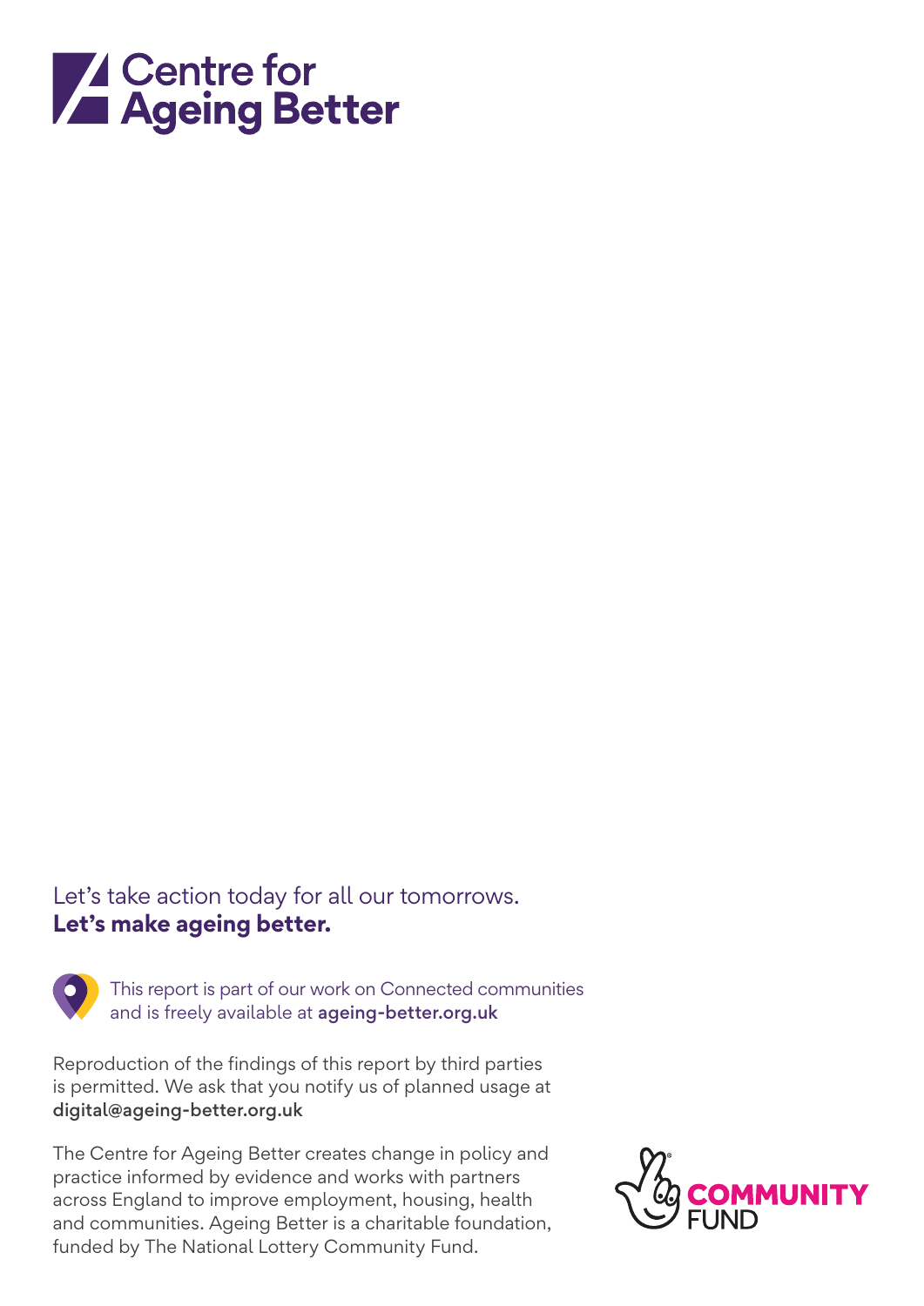Centre for Ageing Better

Let's take action today for all our tomorrows.
**Let's make ageing better.**

This report is part of our work on Connected communities and is freely available at **ageing-better.org.uk**

Reproduction of the findings of this report by third parties is permitted. We ask that you notify us of planned usage at **digital@ageing-better.org.uk**

The Centre for Ageing Better creates change in policy and practice informed by evidence and works with partners across England to improve employment, housing, health and communities. Ageing Better is a charitable foundation, funded by The National Lottery Community Fund.

COMMUNITY FUND